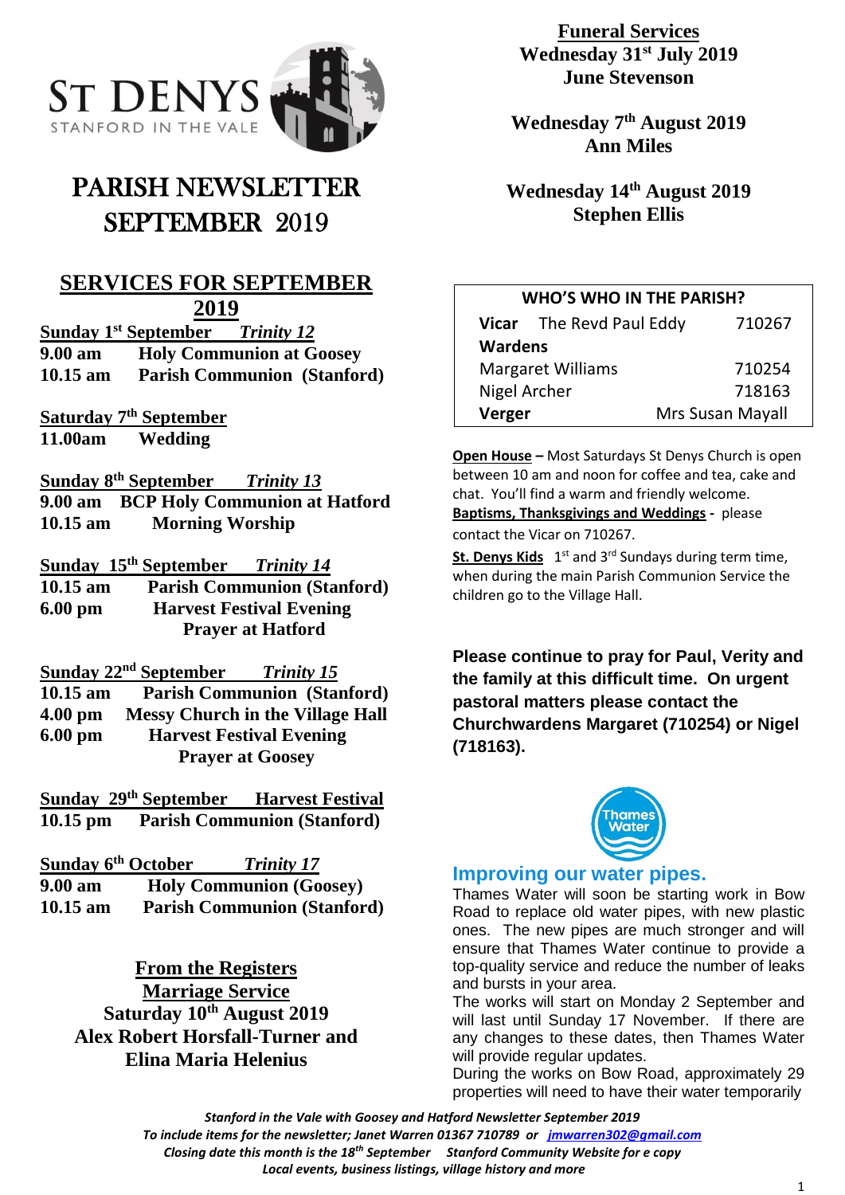ST DENYS
STANFORD IN THE VALE

# PARISH NEWSLETTER SEPTEMBER 2019

## SERVICES FOR SEPTEMBER 2019

**Sunday 1st September** *Trinity 12*
**9.00 am** Holy Communion at Goosey
**10.15 am** Parish Communion (Stanford)

**Saturday 7th September**
**11.00am** Wedding

**Sunday 8th September** *Trinity 13*
**9.00 am** BCP Holy Communion at Hatford
**10.15 am** Morning Worship

**Sunday 15th September** *Trinity 14*
**10.15 am** Parish Communion (Stanford)
**6.00 pm** Harvest Festival Evening Prayer at Hatford

**Sunday 22nd September** *Trinity 15*
**10.15 am** Parish Communion (Stanford)
**4.00 pm** Messy Church in the Village Hall
**6.00 pm** Harvest Festival Evening Prayer at Goosey

**Sunday 29th September** Harvest Festival
**10.15 pm** Parish Communion (Stanford)

**Sunday 6th October** *Trinity 17*
**9.00 am** Holy Communion (Goosey)
**10.15 am** Parish Communion (Stanford)

## From the Registers

**Marriage Service**
**Saturday 10th August 2019**
**Alex Robert Horsfall-Turner and Elina Maria Helenius**

**Funeral Services**
**Wednesday 31st July 2019**
**June Stevenson**

**Wednesday 7th August 2019**
**Ann Miles**

**Wednesday 14th August 2019**
**Stephen Ellis**

| WHO'S WHO IN THE PARISH? | |
|---|---|
| **Vicar** The Revd Paul Eddy | 710267 |
| **Wardens** | |
| Margaret Williams | 710254 |
| Nigel Archer | 718163 |
| **Verger** | Mrs Susan Mayall |

**Open House** – Most Saturdays St Denys Church is open between 10 am and noon for coffee and tea, cake and chat. You'll find a warm and friendly welcome.

**Baptisms, Thanksgivings and Weddings** - please contact the Vicar on 710267.

**St. Denys Kids** 1st and 3rd Sundays during term time, when during the main Parish Communion Service the children go to the Village Hall.

**Please continue to pray for Paul, Verity and the family at this difficult time. On urgent pastoral matters please contact the Churchwardens Margaret (710254) or Nigel (718163).**

Thames Water

## Improving our water pipes.

Thames Water will soon be starting work in Bow Road to replace old water pipes, with new plastic ones. The new pipes are much stronger and will ensure that Thames Water continue to provide a top-quality service and reduce the number of leaks and bursts in your area.

The works will start on Monday 2 September and will last until Sunday 17 November. If there are any changes to these dates, then Thames Water will provide regular updates.

During the works on Bow Road, approximately 29 properties will need to have their water temporarily

*Stanford in the Vale with Goosey and Hatford Newsletter September 2019*
*To include items for the newsletter; Janet Warren 01367 710789 or jmwarren302@gmail.com*
*Closing date this month is the 18th September Stanford Community Website for e copy*
*Local events, business listings, village history and more*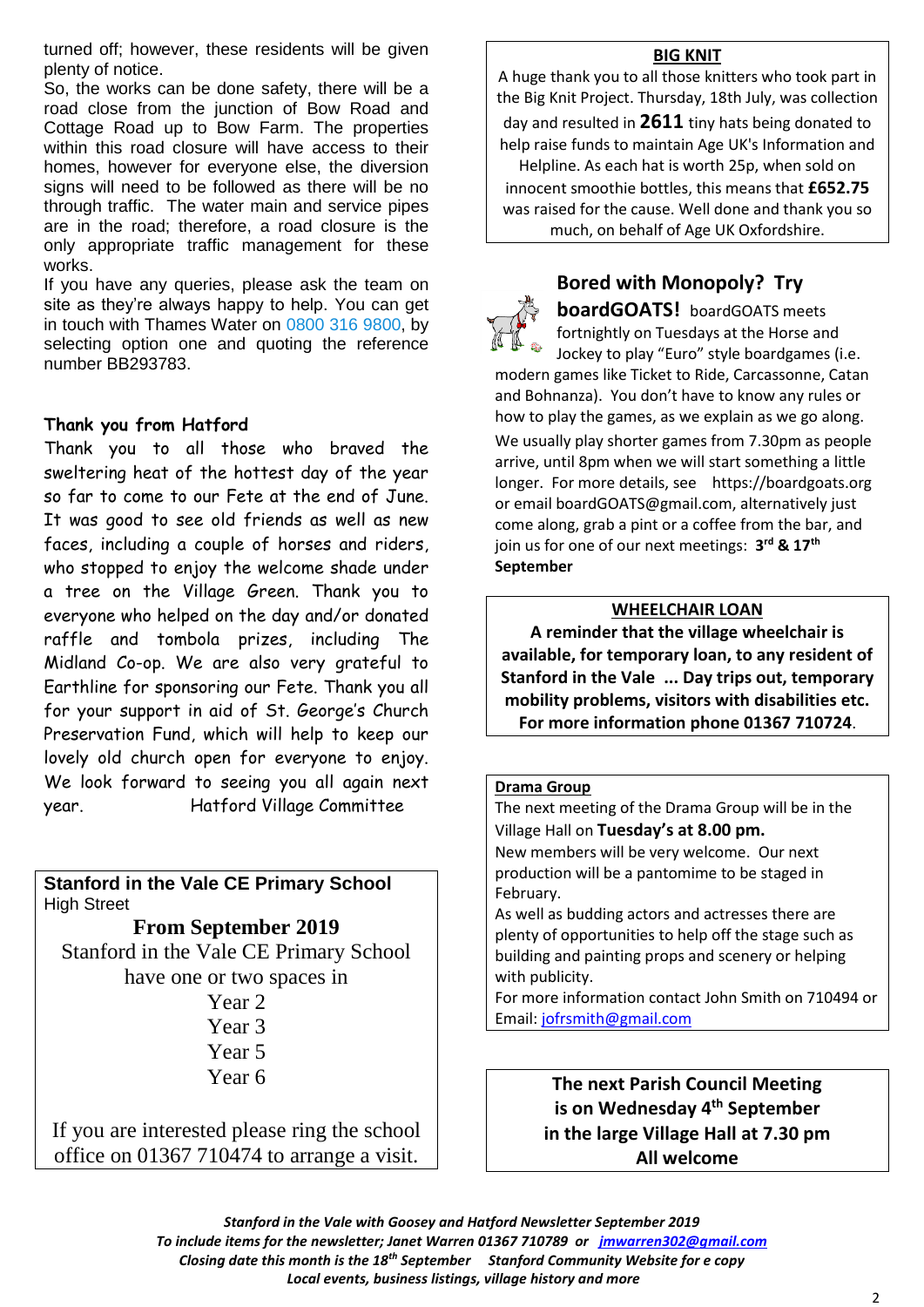turned off; however, these residents will be given plenty of notice.

So, the works can be done safety, there will be a road close from the junction of Bow Road and Cottage Road up to Bow Farm. The properties within this road closure will have access to their homes, however for everyone else, the diversion signs will need to be followed as there will be no through traffic. The water main and service pipes are in the road; therefore, a road closure is the only appropriate traffic management for these works.

If you have any queries, please ask the team on site as they're always happy to help. You can get in touch with Thames Water on 0800 316 9800, by selecting option one and quoting the reference number BB293783.

**Thank you from Hatford**

Thank you to all those who braved the sweltering heat of the hottest day of the year so far to come to our Fete at the end of June. It was good to see old friends as well as new faces, including a couple of horses and riders, who stopped to enjoy the welcome shade under a tree on the Village Green. Thank you to everyone who helped on the day and/or donated raffle and tombola prizes, including The Midland Co-op. We are also very grateful to Earthline for sponsoring our Fete. Thank you all for your support in aid of St. George's Church Preservation Fund, which will help to keep our lovely old church open for everyone to enjoy. We look forward to seeing you all again next year. Hatford Village Committee

**Stanford in the Vale CE Primary School**
High Street

**From September 2019**

Stanford in the Vale CE Primary School have one or two spaces in

Year 2
Year 3
Year 5
Year 6

If you are interested please ring the school office on 01367 710474 to arrange a visit.

**BIG KNIT**

A huge thank you to all those knitters who took part in the Big Knit Project. Thursday, 18th July, was collection day and resulted in **2611** tiny hats being donated to help raise funds to maintain Age UK's Information and Helpline. As each hat is worth 25p, when sold on innocent smoothie bottles, this means that **£652.75** was raised for the cause. Well done and thank you so much, on behalf of Age UK Oxfordshire.

**Bored with Monopoly? Try boardGOATS!** boardGOATS meets fortnightly on Tuesdays at the Horse and Jockey to play "Euro" style boardgames (i.e. modern games like Ticket to Ride, Carcassonne, Catan and Bohnanza). You don't have to know any rules or how to play the games, as we explain as we go along. We usually play shorter games from 7.30pm as people arrive, until 8pm when we will start something a little longer. For more details, see https://boardgoats.org or email boardGOATS@gmail.com, alternatively just come along, grab a pint or a coffee from the bar, and join us for one of our next meetings: **3rd & 17th September**

**WHEELCHAIR LOAN**

**A reminder that the village wheelchair is available, for temporary loan, to any resident of Stanford in the Vale ... Day trips out, temporary mobility problems, visitors with disabilities etc. For more information phone 01367 710724**.

**Drama Group**

The next meeting of the Drama Group will be in the Village Hall on **Tuesday's at 8.00 pm.**

New members will be very welcome. Our next production will be a pantomime to be staged in February.

As well as budding actors and actresses there are plenty of opportunities to help off the stage such as building and painting props and scenery or helping with publicity.

For more information contact John Smith on 710494 or Email: jofrsmith@gmail.com

**The next Parish Council Meeting is on Wednesday 4th September in the large Village Hall at 7.30 pm All welcome**

***Stanford in the Vale with Goosey and Hatford Newsletter September 2019***
***To include items for the newsletter; Janet Warren 01367 710789 or jmwarren302@gmail.com***
***Closing date this month is the 18th September Stanford Community Website for e copy***
***Local events, business listings, village history and more***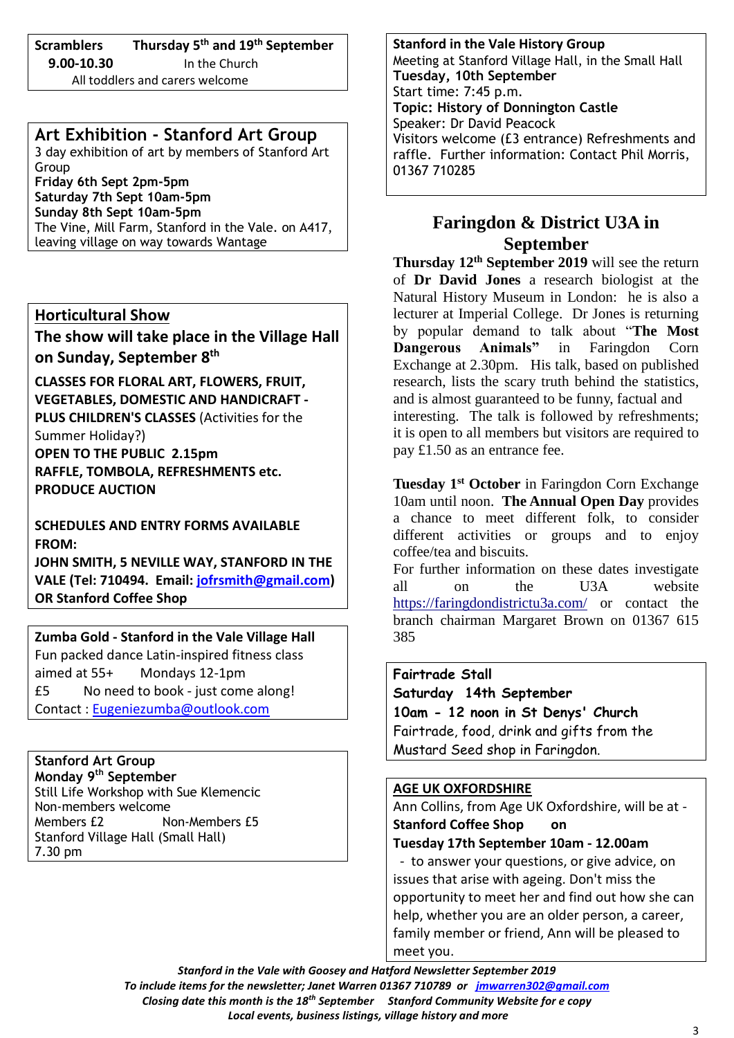**Scramblers** **Thursday 5th and 19th September**
**9.00-10.30** In the Church
All toddlers and carers welcome

## Art Exhibition - Stanford Art Group

3 day exhibition of art by members of Stanford Art Group
**Friday 6th Sept 2pm-5pm**
**Saturday 7th Sept 10am-5pm**
**Sunday 8th Sept 10am-5pm**
The Vine, Mill Farm, Stanford in the Vale. on A417, leaving village on way towards Wantage

## Horticultural Show

**The show will take place in the Village Hall on Sunday, September 8th**

**CLASSES FOR FLORAL ART, FLOWERS, FRUIT, VEGETABLES, DOMESTIC AND HANDICRAFT - PLUS CHILDREN'S CLASSES** (Activities for the Summer Holiday?)
**OPEN TO THE PUBLIC 2.15pm**
**RAFFLE, TOMBOLA, REFRESHMENTS etc.**
**PRODUCE AUCTION**

**SCHEDULES AND ENTRY FORMS AVAILABLE FROM:**
**JOHN SMITH, 5 NEVILLE WAY, STANFORD IN THE VALE (Tel: 710494. Email: jofrsmith@gmail.com)**
**OR Stanford Coffee Shop**

**Zumba Gold - Stanford in the Vale Village Hall**
Fun packed dance Latin-inspired fitness class aimed at 55+ Mondays 12-1pm
£5 No need to book - just come along!
Contact : Eugeniezumba@outlook.com

**Stanford Art Group**
**Monday 9th September**
Still Life Workshop with Sue Klemencic
Non-members welcome
Members £2 Non-Members £5
Stanford Village Hall (Small Hall)
7.30 pm

**Stanford in the Vale History Group**
Meeting at Stanford Village Hall, in the Small Hall
**Tuesday, 10th September**
Start time: 7:45 p.m.
**Topic: History of Donnington Castle**
Speaker: Dr David Peacock
Visitors welcome (£3 entrance) Refreshments and raffle. Further information: Contact Phil Morris, 01367 710285

## Faringdon & District U3A in September

**Thursday 12th September 2019** will see the return of **Dr David Jones** a research biologist at the Natural History Museum in London: he is also a lecturer at Imperial College. Dr Jones is returning by popular demand to talk about "**The Most Dangerous Animals"** in Faringdon Corn Exchange at 2.30pm. His talk, based on published research, lists the scary truth behind the statistics, and is almost guaranteed to be funny, factual and interesting. The talk is followed by refreshments; it is open to all members but visitors are required to pay £1.50 as an entrance fee.

**Tuesday 1st October** in Faringdon Corn Exchange 10am until noon. **The Annual Open Day** provides a chance to meet different folk, to consider different activities or groups and to enjoy coffee/tea and biscuits.
For further information on these dates investigate all on the U3A website https://faringdondistrictu3a.com/ or contact the branch chairman Margaret Brown on 01367 615 385

**Fairtrade Stall**
**Saturday 14th September**
**10am - 12 noon in St Denys' Church**
Fairtrade, food, drink and gifts from the Mustard Seed shop in Faringdon.

**AGE UK OXFORDSHIRE**
Ann Collins, from Age UK Oxfordshire, will be at -
**Stanford Coffee Shop on**
**Tuesday 17th September 10am - 12.00am**
- to answer your questions, or give advice, on issues that arise with ageing. Don't miss the opportunity to meet her and find out how she can help, whether you are an older person, a career, family member or friend, Ann will be pleased to meet you.

***Stanford in the Vale with Goosey and Hatford Newsletter September 2019***
***To include items for the newsletter; Janet Warren 01367 710789 or jmwarren302@gmail.com***
***Closing date this month is the 18th September Stanford Community Website for e copy***
***Local events, business listings, village history and more***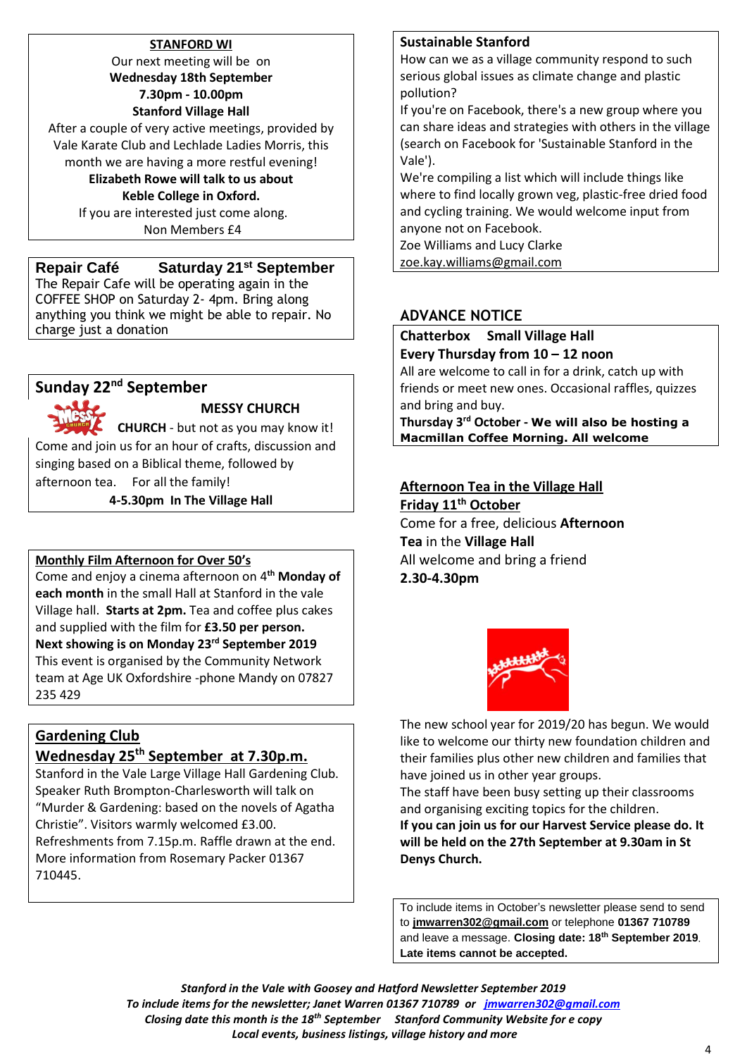## STANFORD WI

Our next meeting will be on

**Wednesday 18th September**

**7.30pm - 10.00pm**

**Stanford Village Hall**

After a couple of very active meetings, provided by Vale Karate Club and Lechlade Ladies Morris, this month we are having a more restful evening!

**Elizabeth Rowe will talk to us about**

**Keble College in Oxford.**

If you are interested just come along.

Non Members £4

## Repair Café Saturday 21st September

The Repair Cafe will be operating again in the COFFEE SHOP on Saturday 2- 4pm. Bring along anything you think we might be able to repair. No charge just a donation

## Sunday 22nd September

**MESSY CHURCH**

**CHURCH** - but not as you may know it!

Come and join us for an hour of crafts, discussion and singing based on a Biblical theme, followed by afternoon tea. For all the family!

**4-5.30pm In The Village Hall**

## Monthly Film Afternoon for Over 50's

Come and enjoy a cinema afternoon on 4th **Monday of each month** in the small Hall at Stanford in the vale Village hall. **Starts at 2pm.** Tea and coffee plus cakes and supplied with the film for **£3.50 per person.**

**Next showing is on Monday 23rd September 2019**

This event is organised by the Community Network team at Age UK Oxfordshire -phone Mandy on 07827 235 429

## Gardening Club

## Wednesday 25th September at 7.30p.m.

Stanford in the Vale Large Village Hall Gardening Club. Speaker Ruth Brompton-Charlesworth will talk on "Murder & Gardening: based on the novels of Agatha Christie". Visitors warmly welcomed £3.00. Refreshments from 7.15p.m. Raffle drawn at the end. More information from Rosemary Packer 01367 710445.

## Sustainable Stanford

How can we as a village community respond to such serious global issues as climate change and plastic pollution?

If you're on Facebook, there's a new group where you can share ideas and strategies with others in the village (search on Facebook for 'Sustainable Stanford in the Vale').

We're compiling a list which will include things like where to find locally grown veg, plastic-free dried food and cycling training. We would welcome input from anyone not on Facebook.

Zoe Williams and Lucy Clarke

zoe.kay.williams@gmail.com

## ADVANCE NOTICE

**Chatterbox Small Village Hall**

**Every Thursday from 10 – 12 noon**

All are welcome to call in for a drink, catch up with friends or meet new ones. Occasional raffles, quizzes and bring and buy.

**Thursday 3rd October - We will also be hosting a Macmillan Coffee Morning. All welcome**

## Afternoon Tea in the Village Hall

**Friday 11th October**

Come for a free, delicious **Afternoon Tea** in the **Village Hall**

All welcome and bring a friend

**2.30-4.30pm**

The new school year for 2019/20 has begun. We would like to welcome our thirty new foundation children and their families plus other new children and families that have joined us in other year groups.

The staff have been busy setting up their classrooms and organising exciting topics for the children.

**If you can join us for our Harvest Service please do. It will be held on the 27th September at 9.30am in St Denys Church.**

To include items in October's newsletter please send to send to **jmwarren302@gmail.com** or telephone **01367 710789** and leave a message. **Closing date: 18th September 2019**. **Late items cannot be accepted.**

***Stanford in the Vale with Goosey and Hatford Newsletter September 2019***

***To include items for the newsletter; Janet Warren 01367 710789 or jmwarren302@gmail.com***

***Closing date this month is the 18th September Stanford Community Website for e copy***

***Local events, business listings, village history and more***